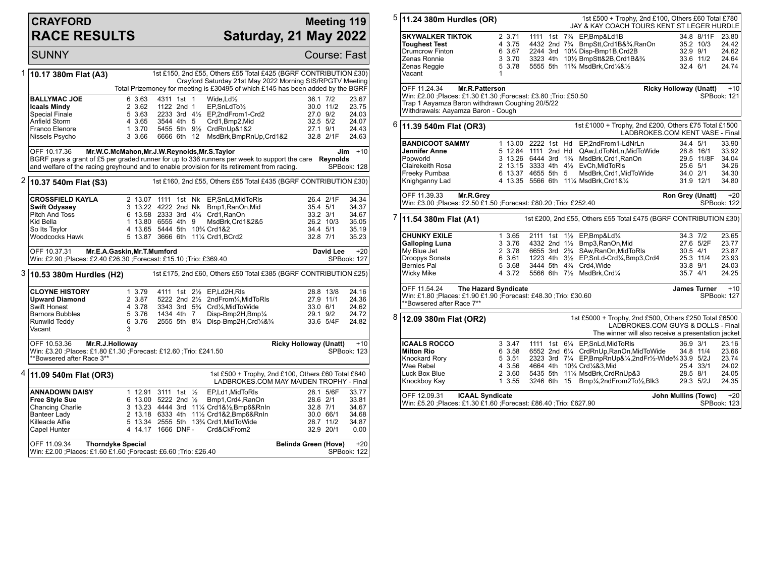# CRAYFORD RACE RESULTS

## Meeting 119 — Saturday, 21 May 2022

SUNNY — Course: Fast

### 1 — 10.17 380m Flat (A3)

1st £150, 2nd £55, Others £55 Total £425 (BGRF CONTRIBUTION £30)
Crayford Saturday 21st May 2022 Morning SIS/RPGTV Meeting
Total Prizemoney for meeting is £30495 of which £145 has been added by the BGRF

| Greyhound | Trap | Split | Sectionals | Pos | Dist | Comment | Weight | SP | Time |
|---|---|---|---|---|---|---|---|---|---|
| **BALLYMAC JOE** | 6 | 3.63 | 4311 | 1st | 1 | Wide,Ld½ | 36.1 | 7/2 | 23.67 |
| **Icaals Mindy** | 2 | 3.62 | 1122 | 2nd | 1 | EP,SnLdTo½ | 30.0 | 11/2 | 23.75 |
| Special Finale | 5 | 3.63 | 2233 | 3rd | 4½ | EP,2ndFrom1-Crd2 | 27.0 | 9/2 | 24.03 |
| Anfield Storm | 4 | 3.65 | 3544 | 4th | 5 | Crd1,Bmp2,Mid | 32.5 | 5/2 | 24.07 |
| Franco Elenore | 1 | 3.70 | 5455 | 5th | 9½ | CrdRnUp&1&2 | 27.1 | 9/1 | 24.43 |
| Nissels Psycho | 3 | 3.66 | 6666 | 6th | 12 | MsdBrk,BmpRnUp,Crd1&2 | 32.8 | 2/1F | 24.63 |

OFF 10.17.36 Mr.W.C.McMahon,Mr.J.W.Reynolds,Mr.S.Taylor — **Jim Reynolds** +10
BGRF pays a grant of £5 per graded runner for up to 336 runners per week to support the care and welfare of the racing greyhound and to enable provision for its retirement from racing. SPBook: 128

### 2 — 10.37 540m Flat (S3)

1st £160, 2nd £55, Others £55 Total £435 (BGRF CONTRIBUTION £30)

| Greyhound | Trap | Split | Sectionals | Pos | Dist | Comment | Weight | SP | Time |
|---|---|---|---|---|---|---|---|---|---|
| **CROSSFIELD KAYLA** | 2 | 13.07 | 1111 | 1st | Nk | EP,SnLd,MidToRls | 26.4 | 2/1F | 34.34 |
| **Swift Odyssey** | 3 | 13.22 | 4222 | 2nd | Nk | Bmp1,RanOn,Mid | 35.4 | 5/1 | 34.37 |
| Pitch And Toss | 6 | 13.58 | 2333 | 3rd | 4¼ | Crd1,RanOn | 33.2 | 3/1 | 34.67 |
| Kid Bella | 1 | 13.80 | 6555 | 4th | 9 | MsdBrk,Crd1&2&5 | 26.2 | 10/3 | 35.05 |
| So Its Taylor | 4 | 13.65 | 5444 | 5th | 10¾ | Crd1&2 | 34.4 | 5/1 | 35.19 |
| Woodcocks Hawk | 5 | 13.87 | 3666 | 6th | 11¼ | Crd1,BCrd2 | 32.8 | 7/1 | 35.23 |

OFF 10.37.31 Mr.E.A.Gaskin,Mr.T.Mumford — **David Lee** +20
Win: £2.90 ;Places: £2.40 £26.30 ;Forecast: £15.10 ;Trio: £369.40 — SPBook: 127

### 3 — 10.53 380m Hurdles (H2)

1st £175, 2nd £60, Others £50 Total £385 (BGRF CONTRIBUTION £25)

| Greyhound | Trap | Split | Sectionals | Pos | Dist | Comment | Weight | SP | Time |
|---|---|---|---|---|---|---|---|---|---|
| **CLOYNE HISTORY** | 1 | 3.79 | 4111 | 1st | 2½ | EP,Ld2H,Rls | 28.8 | 13/8 | 24.16 |
| **Upward Diamond** | 2 | 3.87 | 5222 | 2nd | 2½ | 2ndFrom¼,MidToRls | 27.9 | 11/1 | 24.36 |
| Swift Honest | 4 | 3.78 | 3343 | 3rd | 5¾ | Crd¼,MidToWide | 33.0 | 6/1 | 24.62 |
| Barnora Bubbles | 5 | 3.76 | 1434 | 4th | 7 | Disp-Bmp2H,Bmp¼ | 29.1 | 9/2 | 24.72 |
| Runwild Teddy | 6 | 3.76 | 2555 | 5th | 8¼ | Disp-Bmp2H,Crd¼&¾ | 33.6 | 5/4F | 24.82 |
| Vacant | 3 | | | | | | | | |

OFF 10.53.36 Mr.R.J.Holloway — **Ricky Holloway (Unatt)** +10
Win: £3.20 ;Places: £1.80 £1.30 ;Forecast: £12.60 ;Trio: £241.50 — SPBook: 123
**Bowsered after Race 3**

### 4 — 11.09 540m Flat (OR3)

1st £500 + Trophy, 2nd £100, Others £60 Total £840
LADBROKES.COM MAY MAIDEN TROPHY - Final

| Greyhound | Trap | Split | Sectionals | Pos | Dist | Comment | Weight | SP | Time |
|---|---|---|---|---|---|---|---|---|---|
| **ANNADOWN DAISY** | 1 | 12.91 | 3111 | 1st | ½ | EP,Ld1,MidToRls | 28.1 | 5/6F | 33.77 |
| **Free Style Sue** | 6 | 13.00 | 5222 | 2nd | ½ | Bmp1,Crd4,RanOn | 28.6 | 2/1 | 33.81 |
| Chancing Charlie | 3 | 13.23 | 4444 | 3rd | 11¼ | Crd1&½,Bmp6&RnIn | 32.8 | 7/1 | 34.67 |
| Banteer Lady | 2 | 13.18 | 6333 | 4th | 11½ | Crd1&2,Bmp6&RnIn | 30.0 | 66/1 | 34.68 |
| Killeacle Alfie | 5 | 13.34 | 2555 | 5th | 13¾ | Crd1,MidToWide | 28.7 | 11/2 | 34.87 |
| Capel Hunter | 4 | 14.17 | 1666 | DNF | - | Crd&CkFrom2 | 32.9 | 20/1 | 0.00 |

OFF 11.09.34 Thorndyke Special — **Belinda Green (Hove)** +20
Win: £2.00 ;Places: £1.60 £1.60 ;Forecast: £6.60 ;Trio: £26.40 — SPBook: 122

### 5 — 11.24 380m Hurdles (OR)

1st £500 + Trophy, 2nd £100, Others £60 Total £780
JAY & KAY COACH TOURS KENT ST LEGER HURDLE

| Greyhound | Trap | Split | Sectionals | Pos | Dist | Comment | Weight | SP | Time |
|---|---|---|---|---|---|---|---|---|---|
| **SKYWALKER TIKTOK** | 2 | 3.71 | 1111 | 1st | 7¾ | EP,Bmp&Ld1B | 34.8 | 8/11F | 23.80 |
| **Toughest Test** | 4 | 3.75 | 4432 | 2nd | 7¾ | BmpStt,Crd1B&¾,RanOn | 35.2 | 10/3 | 24.42 |
| Drumcrow Finton | 6 | 3.67 | 2244 | 3rd | 10¼ | Disp-Bmp1B,Crd2B | 32.9 | 9/1 | 24.62 |
| Zenas Ronnie | 3 | 3.70 | 3323 | 4th | 10½ | BmpStt&2B,Crd1B&¾ | 33.6 | 11/2 | 24.64 |
| Zenas Reggie | 5 | 3.78 | 5555 | 5th | 11¾ | MsdBrk,Crd¼&½ | 32.4 | 6/1 | 24.74 |
| Vacant | 1 | | | | | | | | |

OFF 11.24.34 Mr.R.Patterson — **Ricky Holloway (Unatt)** +10
Win: £2.00 ;Places: £1.30 £1.30 ;Forecast: £3.80 ;Trio: £50.50 — SPBook: 121
Trap 1 Aayamza Baron withdrawn Coughing 20/5/22
Withdrawals: Aayamza Baron - Cough

### 6 — 11.39 540m Flat (OR3)

1st £1000 + Trophy, 2nd £200, Others £75 Total £1500
LADBROKES.COM KENT VASE - Final

| Greyhound | Trap | Split | Sectionals | Pos | Dist | Comment | Weight | SP | Time |
|---|---|---|---|---|---|---|---|---|---|
| **BANDICOOT SAMMY** | 1 | 13.00 | 2222 | 1st | Hd | EP,2ndFrom1-LdNrLn | 34.4 | 5/1 | 33.90 |
| **Jennifer Anne** | 5 | 12.84 | 1111 | 2nd | Hd | QAw,LdToNrLn,MidToWide | 28.8 | 16/1 | 33.92 |
| Popworld | 3 | 13.26 | 6444 | 3rd | 1¾ | MsdBrk,Crd1,RanOn | 29.5 | 11/8F | 34.04 |
| Clairekeith Rosa | 2 | 13.15 | 3333 | 4th | 4½ | EvCh,MidToRls | 25.6 | 5/1 | 34.26 |
| Freeky Pumbaa | 6 | 13.37 | 4655 | 5th | 5 | MsdBrk,Crd1,MidToWide | 34.0 | 2/1 | 34.30 |
| Knighganny Lad | 4 | 13.35 | 5566 | 6th | 11¼ | MsdBrk,Crd1&¼ | 31.9 | 12/1 | 34.80 |

OFF 11.39.33 Mr.R.Grey — **Ron Grey (Unatt)** +20
Win: £3.00 ;Places: £2.50 £1.50 ;Forecast: £80.20 ;Trio: £252.40 — SPBook: 122

### 7 — 11.54 380m Flat (A1)

1st £200, 2nd £55, Others £55 Total £475 (BGRF CONTRIBUTION £30)

| Greyhound | Trap | Split | Sectionals | Pos | Dist | Comment | Weight | SP | Time |
|---|---|---|---|---|---|---|---|---|---|
| **CHUNKY EXILE** | 1 | 3.65 | 2111 | 1st | 1½ | EP,Bmp&Ld¼ | 34.3 | 7/2 | 23.65 |
| **Galloping Luna** | 3 | 3.76 | 4332 | 2nd | 1½ | Bmp3,RanOn,Mid | 27.6 | 5/2F | 23.77 |
| My Blue Jet | 2 | 3.78 | 6655 | 3rd | 2¾ | SAw,RanOn,MidToRls | 30.5 | 4/1 | 23.87 |
| Droopys Sonata | 6 | 3.61 | 1223 | 4th | 3½ | EP,SnLd-Crd¼,Bmp3,Crd4 | 25.3 | 11/4 | 23.93 |
| Bernies Pal | 5 | 3.68 | 3444 | 5th | 4¾ | Crd4,Wide | 33.8 | 9/1 | 24.03 |
| Wicky Mike | 4 | 3.72 | 5566 | 6th | 7½ | MsdBrk,Crd¼ | 35.7 | 4/1 | 24.25 |

OFF 11.54.24 The Hazard Syndicate — **James Turner** +10
Win: £1.80 ;Places: £1.90 £1.90 ;Forecast: £48.30 ;Trio: £30.60 — SPBook: 127
**Bowsered after Race 7**

### 8 — 12.09 380m Flat (OR2)

1st £5000 + Trophy, 2nd £500, Others £250 Total £6500
LADBROKES.COM GUYS & DOLLS - Final
The winner will also receive a presentation jacket

| Greyhound | Trap | Split | Sectionals | Pos | Dist | Comment | Weight | SP | Time |
|---|---|---|---|---|---|---|---|---|---|
| **ICAALS ROCCO** | 3 | 3.47 | 1111 | 1st | 6¼ | EP,SnLd,MidToRls | 36.9 | 3/1 | 23.16 |
| **Milton Rio** | 6 | 3.58 | 6552 | 2nd | 6¼ | CrdRnUp,RanOn,MidToWide | 34.8 | 11/4 | 23.66 |
| Knockard Rory | 5 | 3.51 | 2323 | 3rd | 7¼ | EP,BmpRnUp&¼,2ndFr½-Wide¾ | 33.9 | 5/2J | 23.74 |
| Wee Rebel | 4 | 3.56 | 4664 | 4th | 10¾ | Crd¼&3,Mid | 25.4 | 33/1 | 24.02 |
| Luck Box Blue | 2 | 3.60 | 5435 | 5th | 11¼ | MsdBrk,CrdRnUp&3 | 28.5 | 8/1 | 24.05 |
| Knockboy Kay | 1 | 3.55 | 3246 | 6th | 15 | Bmp¼,2ndFrom2To½,Blk3 | 29.3 | 5/2J | 24.35 |

OFF 12.09.31 ICAAL Syndicate — **John Mullins (Towc)** +20
Win: £5.20 ;Places: £1.30 £1.60 ;Forecast: £86.40 ;Trio: £627.90 — SPBook: 123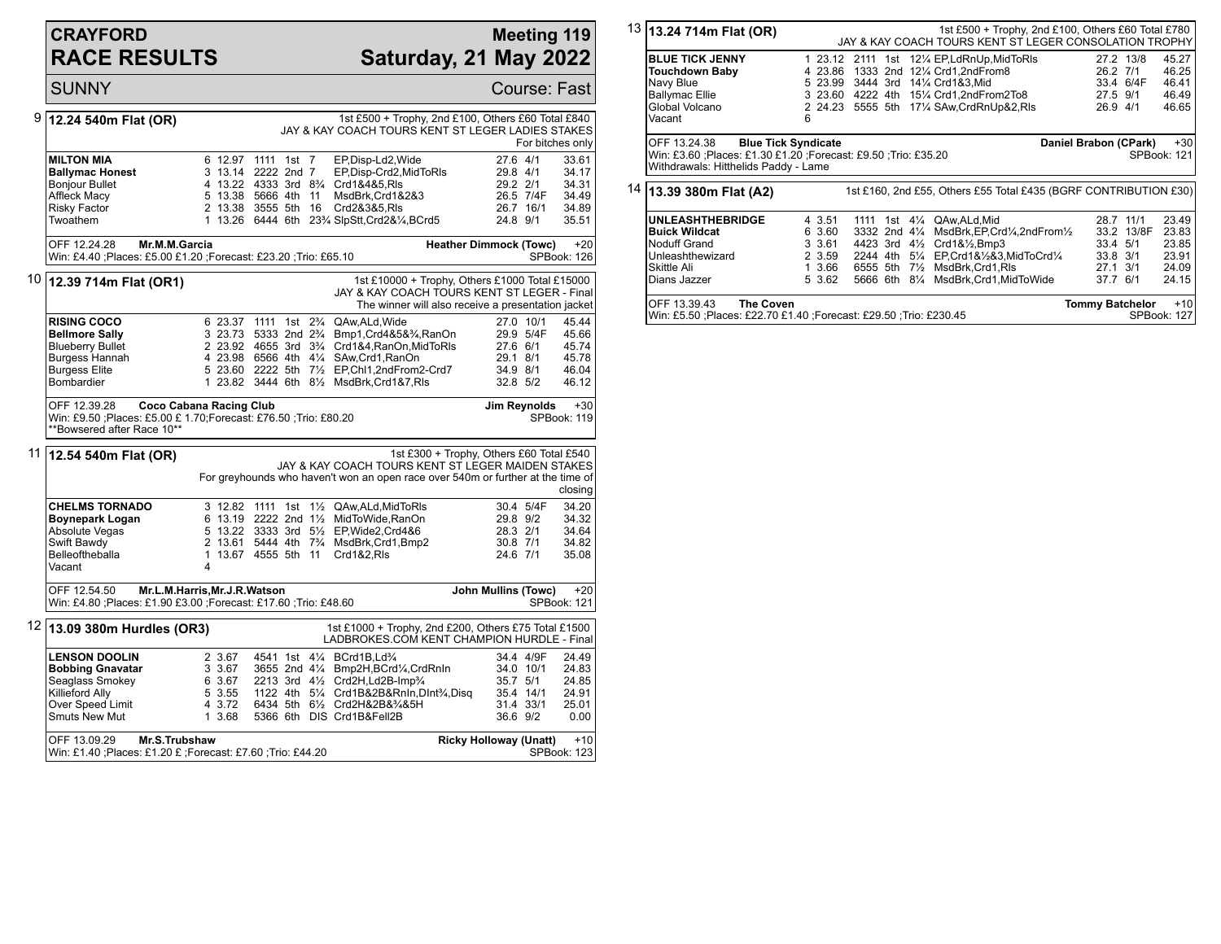# CRAYFORD RACE RESULTS

## Meeting 119 — Saturday, 21 May 2022

SUNNY — Course: Fast

### 9 — 12.24 540m Flat (OR)

1st £500 + Trophy, 2nd £100, Others £60 Total £840
JAY & KAY COACH TOURS KENT ST LEGER LADIES STAKES
For bitches only

| | | | | | | | | | |
|---|---|---|---|---|---|---|---|---|---|
| **MILTON MIA** | 6 | 12.97 | 1111 | 1st | 7 | EP,Disp-Ld2,Wide | 27.6 | 4/1 | 33.61 |
| **Ballymac Honest** | 3 | 13.14 | 2222 | 2nd | 7 | EP,Disp-Crd2,MidToRls | 29.8 | 4/1 | 34.17 |
| Bonjour Bullet | 4 | 13.22 | 4333 | 3rd | 8¾ | Crd1&4&5,Rls | 29.2 | 2/1 | 34.31 |
| Affleck Macy | 5 | 13.38 | 5666 | 4th | 11 | MsdBrk,Crd1&2&3 | 26.5 | 7/4F | 34.49 |
| Risky Factor | 2 | 13.38 | 3555 | 5th | 16 | Crd2&3&5,Rls | 26.7 | 16/1 | 34.89 |
| Twoathem | 1 | 13.26 | 6444 | 6th | 23¾ | SlpStt,Crd2&¼,BCrd5 | 24.8 | 9/1 | 35.51 |

OFF 12.24.28 **Mr.M.M.Garcia** — **Heather Dimmock (Towc)** +20
Win: £4.40 ;Places: £5.00 £1.20 ;Forecast: £23.20 ;Trio: £65.10 — SPBook: 126

### 10 — 12.39 714m Flat (OR1)

1st £10000 + Trophy, Others £1000 Total £15000
JAY & KAY COACH TOURS KENT ST LEGER - Final
The winner will also receive a presentation jacket

| | | | | | | | | | |
|---|---|---|---|---|---|---|---|---|---|
| **RISING COCO** | 6 | 23.37 | 1111 | 1st | 2¾ | QAw,ALd,Wide | 27.0 | 10/1 | 45.44 |
| **Bellmore Sally** | 3 | 23.73 | 5333 | 2nd | 2¾ | Bmp1,Crd4&5&¾,RanOn | 29.9 | 5/4F | 45.66 |
| Blueberry Bullet | 2 | 23.92 | 4655 | 3rd | 3¾ | Crd1&4,RanOn,MidToRls | 27.6 | 6/1 | 45.74 |
| Burgess Hannah | 4 | 23.98 | 6566 | 4th | 4¼ | SAw,Crd1,RanOn | 29.1 | 8/1 | 45.78 |
| Burgess Elite | 5 | 23.60 | 2222 | 5th | 7½ | EP,Chl1,2ndFrom2-Crd7 | 34.9 | 8/1 | 46.04 |
| Bombardier | 1 | 23.82 | 3444 | 6th | 8½ | MsdBrk,Crd1&7,Rls | 32.8 | 5/2 | 46.12 |

OFF 12.39.28 **Coco Cabana Racing Club** — **Jim Reynolds** +30
Win: £9.50 ;Places: £5.00 £ 1.70;Forecast: £76.50 ;Trio: £80.20 — SPBook: 119
**Bowsered after Race 10**

### 11 — 12.54 540m Flat (OR)

1st £300 + Trophy, Others £60 Total £540
JAY & KAY COACH TOURS KENT ST LEGER MAIDEN STAKES
For greyhounds who haven't won an open race over 540m or further at the time of closing

| | | | | | | | | | |
|---|---|---|---|---|---|---|---|---|---|
| **CHELMS TORNADO** | 3 | 12.82 | 1111 | 1st | 1½ | QAw,ALd,MidToRls | 30.4 | 5/4F | 34.20 |
| **Boynepark Logan** | 6 | 13.19 | 2222 | 2nd | 1½ | MidToWide,RanOn | 29.8 | 9/2 | 34.32 |
| Absolute Vegas | 5 | 13.22 | 3333 | 3rd | 5½ | EP,Wide2,Crd4&6 | 28.3 | 2/1 | 34.64 |
| Swift Bawdy | 2 | 13.61 | 5444 | 4th | 7¾ | MsdBrk,Crd1,Bmp2 | 30.8 | 7/1 | 34.82 |
| Belleoftheballa | 1 | 13.67 | 4555 | 5th | 11 | Crd1&2,Rls | 24.6 | 7/1 | 35.08 |
| Vacant | 4 | | | | | | | | |

OFF 12.54.50 **Mr.L.M.Harris,Mr.J.R.Watson** — **John Mullins (Towc)** +20
Win: £4.80 ;Places: £1.90 £3.00 ;Forecast: £17.60 ;Trio: £48.60 — SPBook: 121

### 12 — 13.09 380m Hurdles (OR3)

1st £1000 + Trophy, 2nd £200, Others £75 Total £1500
LADBROKES.COM KENT CHAMPION HURDLE - Final

| | | | | | | | | | |
|---|---|---|---|---|---|---|---|---|---|
| **LENSON DOOLIN** | 2 | 3.67 | 4541 | 1st | 4¼ | BCrd1B,Ld¾ | 34.4 | 4/9F | 24.49 |
| **Bobbing Gnavatar** | 3 | 3.67 | 3655 | 2nd | 4¼ | Bmp2H,BCrd¼,CrdRnIn | 34.0 | 10/1 | 24.83 |
| Seaglass Smokey | 6 | 3.67 | 2213 | 3rd | 4½ | Crd2H,Ld2B-Imp¾ | 35.7 | 5/1 | 24.85 |
| Killieford Ally | 5 | 3.55 | 1122 | 4th | 5¼ | Crd1B&2B&RnIn,DInt¾,Disq | 35.4 | 14/1 | 24.91 |
| Over Speed Limit | 4 | 3.72 | 6434 | 5th | 6½ | Crd2H&2B&¾&5H | 31.4 | 33/1 | 25.01 |
| Smuts New Mut | 1 | 3.68 | 5366 | 6th | DIS | Crd1B&Fell2B | 36.6 | 9/2 | 0.00 |

OFF 13.09.29 **Mr.S.Trubshaw** — **Ricky Holloway (Unatt)** +10
Win: £1.40 ;Places: £1.20 £ ;Forecast: £7.60 ;Trio: £44.20 — SPBook: 123

### 13 — 13.24 714m Flat (OR)

1st £500 + Trophy, 2nd £100, Others £60 Total £780
JAY & KAY COACH TOURS KENT ST LEGER CONSOLATION TROPHY

| | | | | | | | | | |
|---|---|---|---|---|---|---|---|---|---|
| **BLUE TICK JENNY** | 1 | 23.12 | 2111 | 1st | 12¼ | EP,LdRnUp,MidToRls | 27.2 | 13/8 | 45.27 |
| **Touchdown Baby** | 4 | 23.86 | 1333 | 2nd | 12¼ | Crd1,2ndFrom8 | 26.2 | 7/1 | 46.25 |
| Navy Blue | 5 | 23.99 | 3444 | 3rd | 14¼ | Crd1&3,Mid | 33.4 | 6/4F | 46.41 |
| Ballymac Ellie | 3 | 23.60 | 4222 | 4th | 15¼ | Crd1,2ndFrom2To8 | 27.5 | 9/1 | 46.49 |
| Global Volcano | 2 | 24.23 | 5555 | 5th | 17¼ | SAw,CrdRnUp&2,Rls | 26.9 | 4/1 | 46.65 |
| Vacant | 6 | | | | | | | | |

OFF 13.24.38 **Blue Tick Syndicate** — **Daniel Brabon (CPark)** +30
Win: £3.60 ;Places: £1.30 £1.20 ;Forecast: £9.50 ;Trio: £35.20 — SPBook: 121
Withdrawals: Hitthelids Paddy - Lame

### 14 — 13.39 380m Flat (A2)

1st £160, 2nd £55, Others £55 Total £435 (BGRF CONTRIBUTION £30)

| | | | | | | | | | |
|---|---|---|---|---|---|---|---|---|---|
| **UNLEASHTHEBRIDGE** | 4 | 3.51 | 1111 | 1st | 4¼ | QAw,ALd,Mid | 28.7 | 11/1 | 23.49 |
| **Buick Wildcat** | 6 | 3.60 | 3332 | 2nd | 4¼ | MsdBrk,EP,Crd¼,2ndFrom½ | 33.2 | 13/8F | 23.83 |
| Noduff Grand | 3 | 3.61 | 4423 | 3rd | 4½ | Crd1&½,Bmp3 | 33.4 | 5/1 | 23.85 |
| Unleashthewizard | 2 | 3.59 | 2244 | 4th | 5¼ | EP,Crd1&½&3,MidToCrd¼ | 33.8 | 3/1 | 23.91 |
| Skittle Ali | 1 | 3.66 | 6555 | 5th | 7½ | MsdBrk,Crd1,Rls | 27.1 | 3/1 | 24.09 |
| Dians Jazzer | 5 | 3.62 | 5666 | 6th | 8¼ | MsdBrk,Crd1,MidToWide | 37.7 | 6/1 | 24.15 |

OFF 13.39.43 **The Coven** — **Tommy Batchelor** +10
Win: £5.50 ;Places: £22.70 £1.40 ;Forecast: £29.50 ;Trio: £230.45 — SPBook: 127